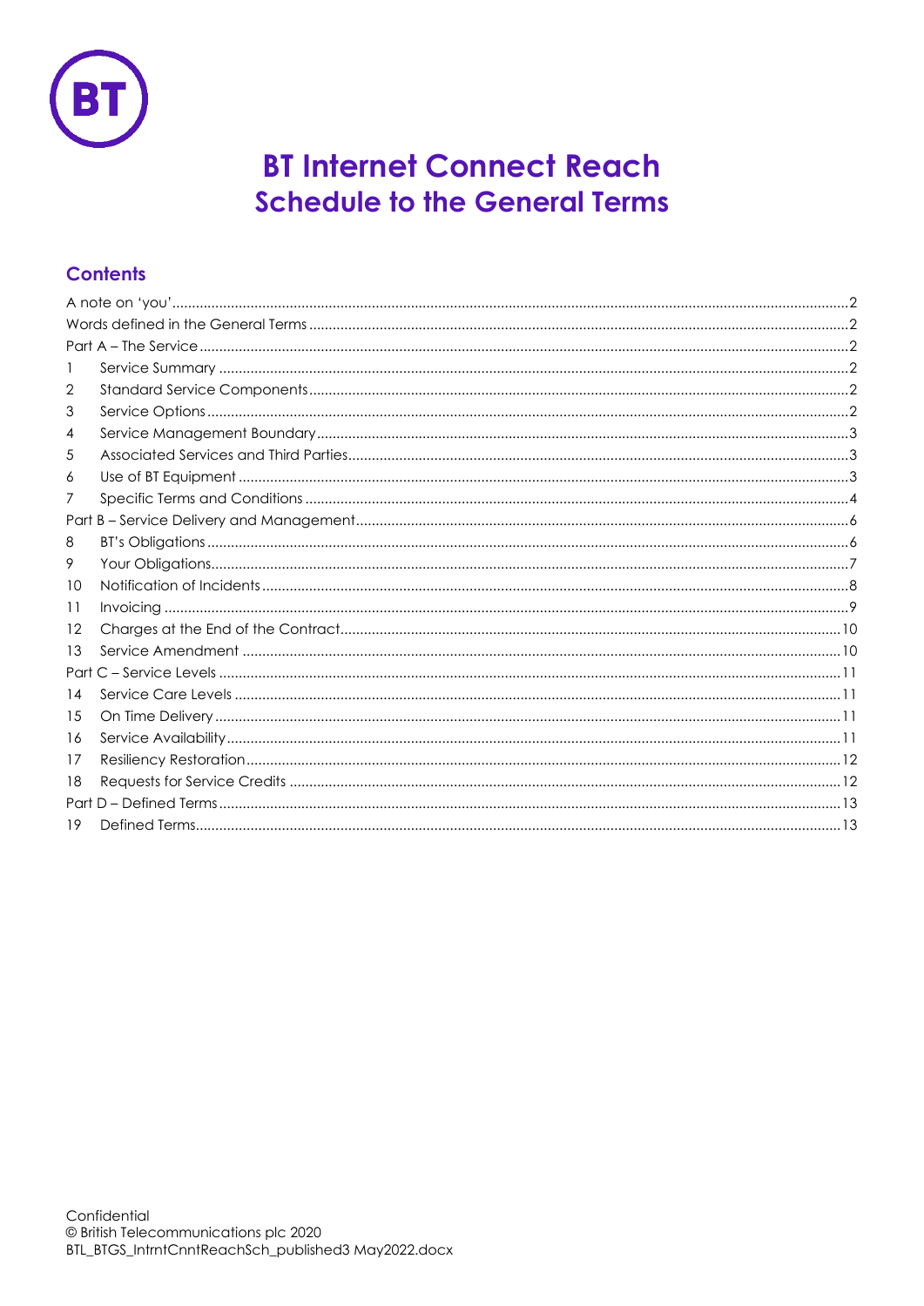# BT Internet Connect Reach
## Schedule to the General Terms

### Contents

A note on 'you' ..... 2
Words defined in the General Terms ..... 2
Part A – The Service ..... 2
1 Service Summary ..... 2
2 Standard Service Components ..... 2
3 Service Options ..... 2
4 Service Management Boundary ..... 3
5 Associated Services and Third Parties ..... 3
6 Use of BT Equipment ..... 3
7 Specific Terms and Conditions ..... 4
Part B – Service Delivery and Management ..... 6
8 BT's Obligations ..... 6
9 Your Obligations ..... 7
10 Notification of Incidents ..... 8
11 Invoicing ..... 9
12 Charges at the End of the Contract ..... 10
13 Service Amendment ..... 10
Part C – Service Levels ..... 11
14 Service Care Levels ..... 11
15 On Time Delivery ..... 11
16 Service Availability ..... 11
17 Resiliency Restoration ..... 12
18 Requests for Service Credits ..... 12
Part D – Defined Terms ..... 13
19 Defined Terms ..... 13

Confidential
© British Telecommunications plc 2020
BTL_BTGS_IntrntCnntReachSch_published3 May2022.docx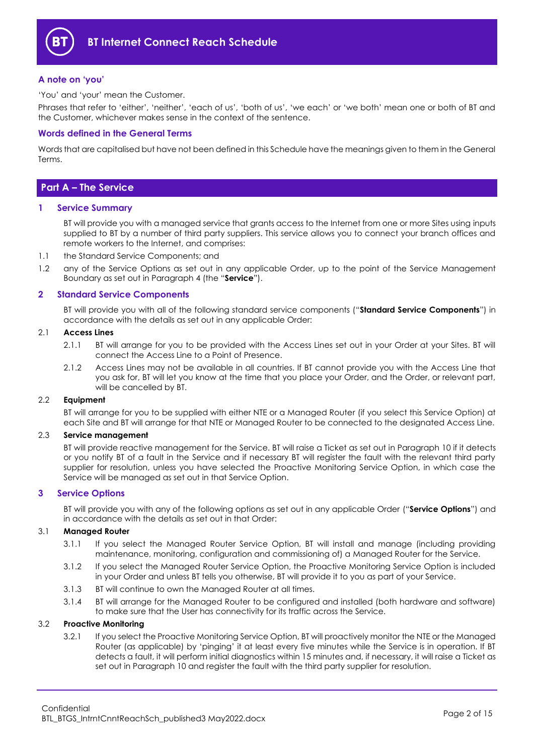# BT Internet Connect Reach Schedule

### A note on 'you'

'You' and 'your' mean the Customer.

Phrases that refer to 'either', 'neither', 'each of us', 'both of us', 'we each' or 'we both' mean one or both of BT and the Customer, whichever makes sense in the context of the sentence.

### Words defined in the General Terms

Words that are capitalised but have not been defined in this Schedule have the meanings given to them in the General Terms.

## Part A – The Service

### 1 Service Summary

BT will provide you with a managed service that grants access to the Internet from one or more Sites using inputs supplied to BT by a number of third party suppliers. This service allows you to connect your branch offices and remote workers to the Internet, and comprises:

1.1 the Standard Service Components; and

1.2 any of the Service Options as set out in any applicable Order, up to the point of the Service Management Boundary as set out in Paragraph 4 (the "**Service**").

### 2 Standard Service Components

BT will provide you with all of the following standard service components ("**Standard Service Components**") in accordance with the details as set out in any applicable Order:

2.1 **Access Lines**

2.1.1 BT will arrange for you to be provided with the Access Lines set out in your Order at your Sites. BT will connect the Access Line to a Point of Presence.

2.1.2 Access Lines may not be available in all countries. If BT cannot provide you with the Access Line that you ask for, BT will let you know at the time that you place your Order, and the Order, or relevant part, will be cancelled by BT.

2.2 **Equipment**

BT will arrange for you to be supplied with either NTE or a Managed Router (if you select this Service Option) at each Site and BT will arrange for that NTE or Managed Router to be connected to the designated Access Line.

2.3 **Service management**

BT will provide reactive management for the Service. BT will raise a Ticket as set out in Paragraph 10 if it detects or you notify BT of a fault in the Service and if necessary BT will register the fault with the relevant third party supplier for resolution, unless you have selected the Proactive Monitoring Service Option, in which case the Service will be managed as set out in that Service Option.

### 3 Service Options

BT will provide you with any of the following options as set out in any applicable Order ("**Service Options**") and in accordance with the details as set out in that Order:

3.1 **Managed Router**

3.1.1 If you select the Managed Router Service Option, BT will install and manage (including providing maintenance, monitoring, configuration and commissioning of) a Managed Router for the Service.

3.1.2 If you select the Managed Router Service Option, the Proactive Monitoring Service Option is included in your Order and unless BT tells you otherwise, BT will provide it to you as part of your Service.

3.1.3 BT will continue to own the Managed Router at all times.

3.1.4 BT will arrange for the Managed Router to be configured and installed (both hardware and software) to make sure that the User has connectivity for its traffic across the Service.

3.2 **Proactive Monitoring**

3.2.1 If you select the Proactive Monitoring Service Option, BT will proactively monitor the NTE or the Managed Router (as applicable) by 'pinging' it at least every five minutes while the Service is in operation. If BT detects a fault, it will perform initial diagnostics within 15 minutes and, if necessary, it will raise a Ticket as set out in Paragraph 10 and register the fault with the third party supplier for resolution.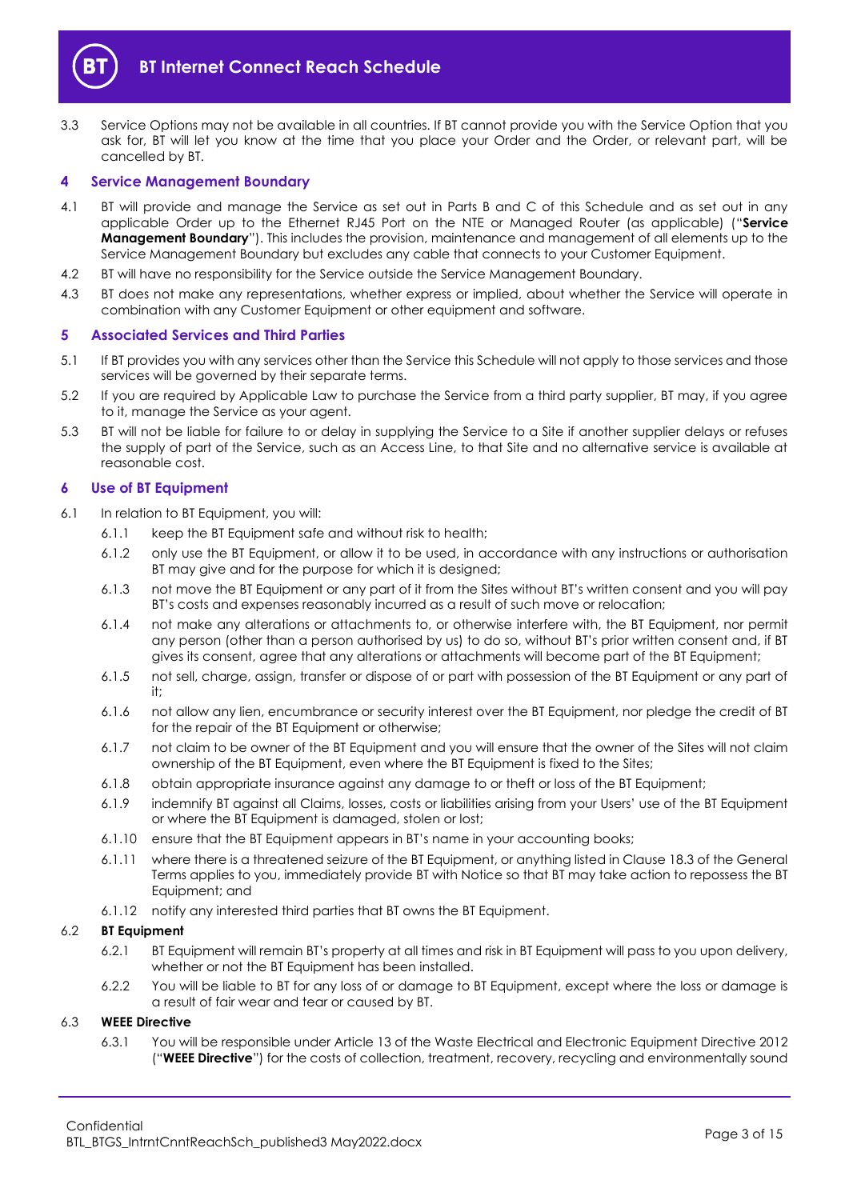3.3 Service Options may not be available in all countries. If BT cannot provide you with the Service Option that you ask for, BT will let you know at the time that you place your Order and the Order, or relevant part, will be cancelled by BT.

## 4 Service Management Boundary

4.1 BT will provide and manage the Service as set out in Parts B and C of this Schedule and as set out in any applicable Order up to the Ethernet RJ45 Port on the NTE or Managed Router (as applicable) ("**Service Management Boundary**"). This includes the provision, maintenance and management of all elements up to the Service Management Boundary but excludes any cable that connects to your Customer Equipment.

4.2 BT will have no responsibility for the Service outside the Service Management Boundary.

4.3 BT does not make any representations, whether express or implied, about whether the Service will operate in combination with any Customer Equipment or other equipment and software.

## 5 Associated Services and Third Parties

5.1 If BT provides you with any services other than the Service this Schedule will not apply to those services and those services will be governed by their separate terms.

5.2 If you are required by Applicable Law to purchase the Service from a third party supplier, BT may, if you agree to it, manage the Service as your agent.

5.3 BT will not be liable for failure to or delay in supplying the Service to a Site if another supplier delays or refuses the supply of part of the Service, such as an Access Line, to that Site and no alternative service is available at reasonable cost.

## 6 Use of BT Equipment

6.1 In relation to BT Equipment, you will:

6.1.1 keep the BT Equipment safe and without risk to health;

6.1.2 only use the BT Equipment, or allow it to be used, in accordance with any instructions or authorisation BT may give and for the purpose for which it is designed;

6.1.3 not move the BT Equipment or any part of it from the Sites without BT's written consent and you will pay BT's costs and expenses reasonably incurred as a result of such move or relocation;

6.1.4 not make any alterations or attachments to, or otherwise interfere with, the BT Equipment, nor permit any person (other than a person authorised by us) to do so, without BT's prior written consent and, if BT gives its consent, agree that any alterations or attachments will become part of the BT Equipment;

6.1.5 not sell, charge, assign, transfer or dispose of or part with possession of the BT Equipment or any part of it;

6.1.6 not allow any lien, encumbrance or security interest over the BT Equipment, nor pledge the credit of BT for the repair of the BT Equipment or otherwise;

6.1.7 not claim to be owner of the BT Equipment and you will ensure that the owner of the Sites will not claim ownership of the BT Equipment, even where the BT Equipment is fixed to the Sites;

6.1.8 obtain appropriate insurance against any damage to or theft or loss of the BT Equipment;

6.1.9 indemnify BT against all Claims, losses, costs or liabilities arising from your Users' use of the BT Equipment or where the BT Equipment is damaged, stolen or lost;

6.1.10 ensure that the BT Equipment appears in BT's name in your accounting books;

6.1.11 where there is a threatened seizure of the BT Equipment, or anything listed in Clause 18.3 of the General Terms applies to you, immediately provide BT with Notice so that BT may take action to repossess the BT Equipment; and

6.1.12 notify any interested third parties that BT owns the BT Equipment.

6.2 **BT Equipment**

6.2.1 BT Equipment will remain BT's property at all times and risk in BT Equipment will pass to you upon delivery, whether or not the BT Equipment has been installed.

6.2.2 You will be liable to BT for any loss of or damage to BT Equipment, except where the loss or damage is a result of fair wear and tear or caused by BT.

6.3 **WEEE Directive**

6.3.1 You will be responsible under Article 13 of the Waste Electrical and Electronic Equipment Directive 2012 ("**WEEE Directive**") for the costs of collection, treatment, recovery, recycling and environmentally sound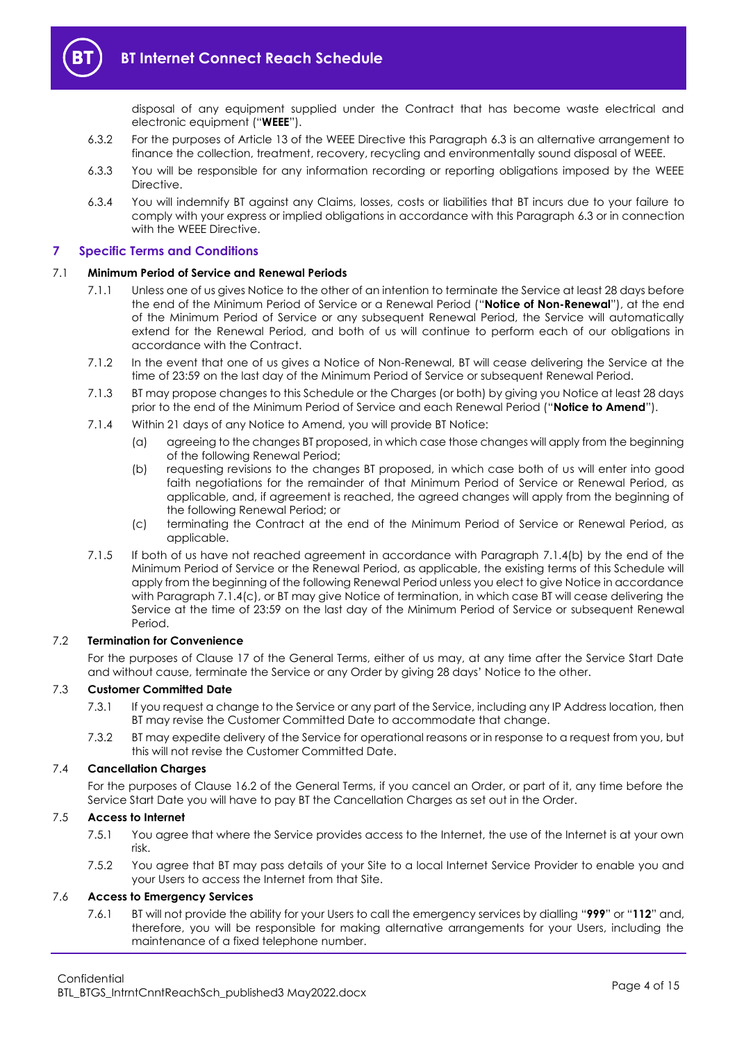disposal of any equipment supplied under the Contract that has become waste electrical and electronic equipment ("**WEEE**").

6.3.2 For the purposes of Article 13 of the WEEE Directive this Paragraph 6.3 is an alternative arrangement to finance the collection, treatment, recovery, recycling and environmentally sound disposal of WEEE.

6.3.3 You will be responsible for any information recording or reporting obligations imposed by the WEEE Directive.

6.3.4 You will indemnify BT against any Claims, losses, costs or liabilities that BT incurs due to your failure to comply with your express or implied obligations in accordance with this Paragraph 6.3 or in connection with the WEEE Directive.

## 7 Specific Terms and Conditions

### 7.1 Minimum Period of Service and Renewal Periods

7.1.1 Unless one of us gives Notice to the other of an intention to terminate the Service at least 28 days before the end of the Minimum Period of Service or a Renewal Period ("**Notice of Non-Renewal**"), at the end of the Minimum Period of Service or any subsequent Renewal Period, the Service will automatically extend for the Renewal Period, and both of us will continue to perform each of our obligations in accordance with the Contract.

7.1.2 In the event that one of us gives a Notice of Non-Renewal, BT will cease delivering the Service at the time of 23:59 on the last day of the Minimum Period of Service or subsequent Renewal Period.

7.1.3 BT may propose changes to this Schedule or the Charges (or both) by giving you Notice at least 28 days prior to the end of the Minimum Period of Service and each Renewal Period ("**Notice to Amend**").

7.1.4 Within 21 days of any Notice to Amend, you will provide BT Notice:

(a) agreeing to the changes BT proposed, in which case those changes will apply from the beginning of the following Renewal Period;

(b) requesting revisions to the changes BT proposed, in which case both of us will enter into good faith negotiations for the remainder of that Minimum Period of Service or Renewal Period, as applicable, and, if agreement is reached, the agreed changes will apply from the beginning of the following Renewal Period; or

(c) terminating the Contract at the end of the Minimum Period of Service or Renewal Period, as applicable.

7.1.5 If both of us have not reached agreement in accordance with Paragraph 7.1.4(b) by the end of the Minimum Period of Service or the Renewal Period, as applicable, the existing terms of this Schedule will apply from the beginning of the following Renewal Period unless you elect to give Notice in accordance with Paragraph 7.1.4(c), or BT may give Notice of termination, in which case BT will cease delivering the Service at the time of 23:59 on the last day of the Minimum Period of Service or subsequent Renewal Period.

### 7.2 Termination for Convenience

For the purposes of Clause 17 of the General Terms, either of us may, at any time after the Service Start Date and without cause, terminate the Service or any Order by giving 28 days' Notice to the other.

### 7.3 Customer Committed Date

7.3.1 If you request a change to the Service or any part of the Service, including any IP Address location, then BT may revise the Customer Committed Date to accommodate that change.

7.3.2 BT may expedite delivery of the Service for operational reasons or in response to a request from you, but this will not revise the Customer Committed Date.

### 7.4 Cancellation Charges

For the purposes of Clause 16.2 of the General Terms, if you cancel an Order, or part of it, any time before the Service Start Date you will have to pay BT the Cancellation Charges as set out in the Order.

### 7.5 Access to Internet

7.5.1 You agree that where the Service provides access to the Internet, the use of the Internet is at your own risk.

7.5.2 You agree that BT may pass details of your Site to a local Internet Service Provider to enable you and your Users to access the Internet from that Site.

### 7.6 Access to Emergency Services

7.6.1 BT will not provide the ability for your Users to call the emergency services by dialling "**999**" or "**112**" and, therefore, you will be responsible for making alternative arrangements for your Users, including the maintenance of a fixed telephone number.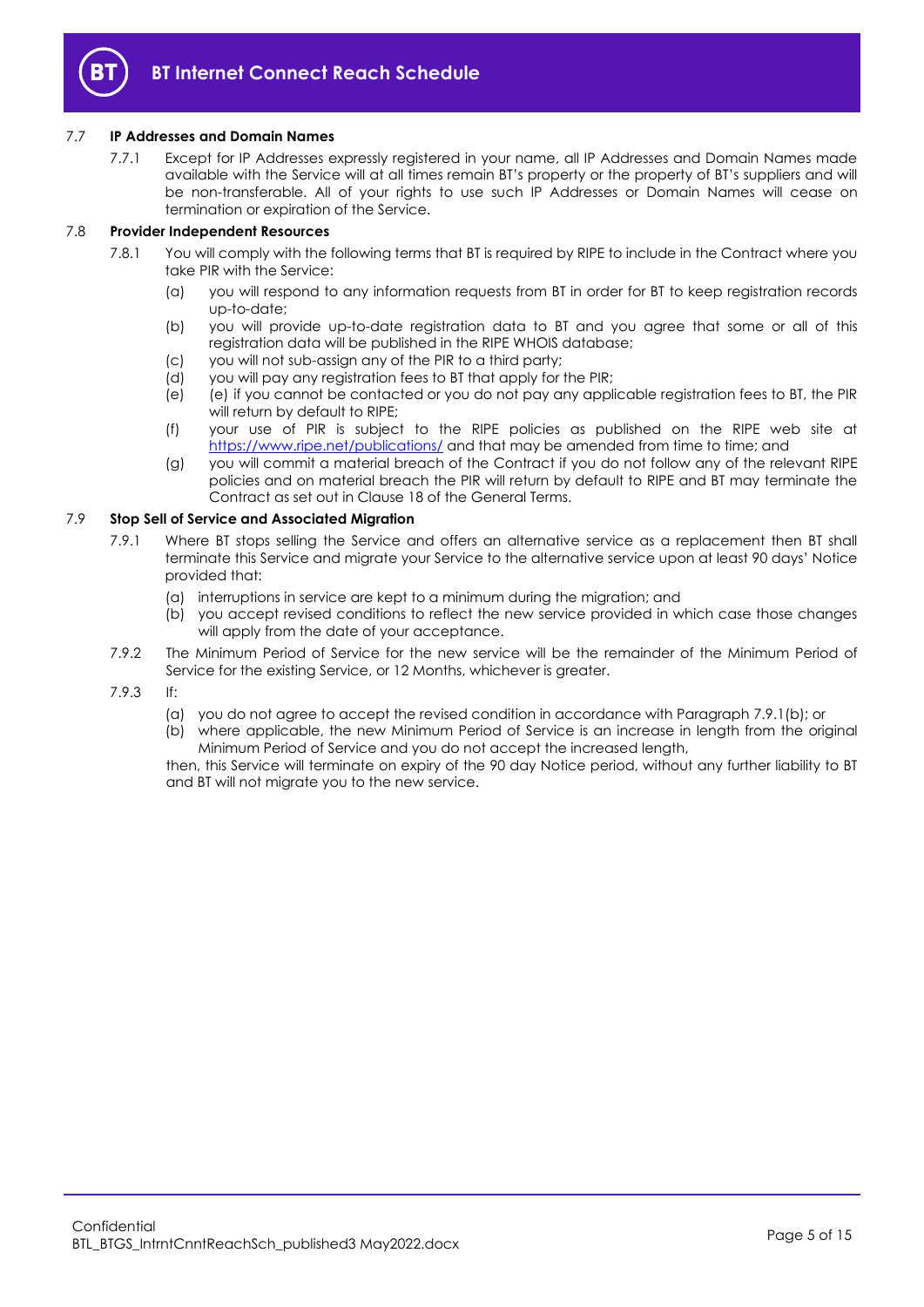### 7.7 **IP Addresses and Domain Names**

7.7.1 Except for IP Addresses expressly registered in your name, all IP Addresses and Domain Names made available with the Service will at all times remain BT's property or the property of BT's suppliers and will be non-transferable. All of your rights to use such IP Addresses or Domain Names will cease on termination or expiration of the Service.

### 7.8 **Provider Independent Resources**

7.8.1 You will comply with the following terms that BT is required by RIPE to include in the Contract where you take PIR with the Service:

(a) you will respond to any information requests from BT in order for BT to keep registration records up-to-date;

(b) you will provide up-to-date registration data to BT and you agree that some or all of this registration data will be published in the RIPE WHOIS database;

(c) you will not sub-assign any of the PIR to a third party;

(d) you will pay any registration fees to BT that apply for the PIR;

(e) (e) if you cannot be contacted or you do not pay any applicable registration fees to BT, the PIR will return by default to RIPE;

(f) your use of PIR is subject to the RIPE policies as published on the RIPE web site at https://www.ripe.net/publications/ and that may be amended from time to time; and

(g) you will commit a material breach of the Contract if you do not follow any of the relevant RIPE policies and on material breach the PIR will return by default to RIPE and BT may terminate the Contract as set out in Clause 18 of the General Terms.

### 7.9 **Stop Sell of Service and Associated Migration**

7.9.1 Where BT stops selling the Service and offers an alternative service as a replacement then BT shall terminate this Service and migrate your Service to the alternative service upon at least 90 days' Notice provided that:

(a) interruptions in service are kept to a minimum during the migration; and

(b) you accept revised conditions to reflect the new service provided in which case those changes will apply from the date of your acceptance.

7.9.2 The Minimum Period of Service for the new service will be the remainder of the Minimum Period of Service for the existing Service, or 12 Months, whichever is greater.

7.9.3 If:

(a) you do not agree to accept the revised condition in accordance with Paragraph 7.9.1(b); or

(b) where applicable, the new Minimum Period of Service is an increase in length from the original Minimum Period of Service and you do not accept the increased length,

then, this Service will terminate on expiry of the 90 day Notice period, without any further liability to BT and BT will not migrate you to the new service.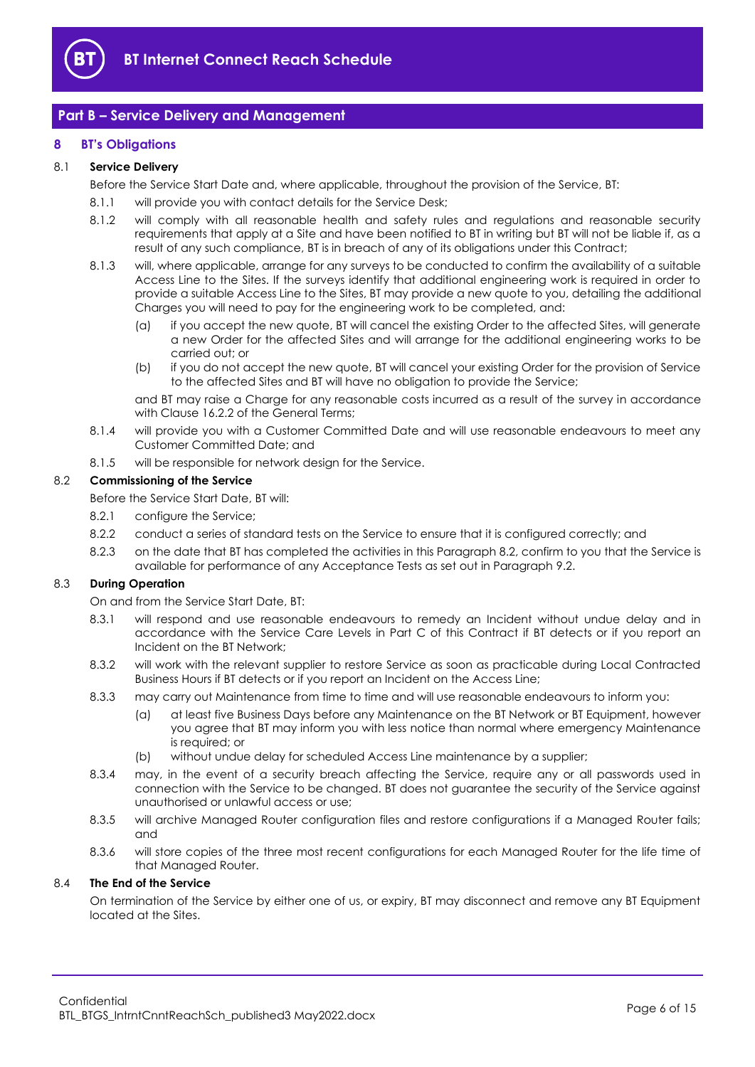## Part B – Service Delivery and Management

### 8 BT's Obligations

**8.1 Service Delivery**

Before the Service Start Date and, where applicable, throughout the provision of the Service, BT:

8.1.1 will provide you with contact details for the Service Desk;

8.1.2 will comply with all reasonable health and safety rules and regulations and reasonable security requirements that apply at a Site and have been notified to BT in writing but BT will not be liable if, as a result of any such compliance, BT is in breach of any of its obligations under this Contract;

8.1.3 will, where applicable, arrange for any surveys to be conducted to confirm the availability of a suitable Access Line to the Sites. If the surveys identify that additional engineering work is required in order to provide a suitable Access Line to the Sites, BT may provide a new quote to you, detailing the additional Charges you will need to pay for the engineering work to be completed, and:

(a) if you accept the new quote, BT will cancel the existing Order to the affected Sites, will generate a new Order for the affected Sites and will arrange for the additional engineering works to be carried out; or

(b) if you do not accept the new quote, BT will cancel your existing Order for the provision of Service to the affected Sites and BT will have no obligation to provide the Service;

and BT may raise a Charge for any reasonable costs incurred as a result of the survey in accordance with Clause 16.2.2 of the General Terms;

8.1.4 will provide you with a Customer Committed Date and will use reasonable endeavours to meet any Customer Committed Date; and

8.1.5 will be responsible for network design for the Service.

**8.2 Commissioning of the Service**

Before the Service Start Date, BT will:

8.2.1 configure the Service;

8.2.2 conduct a series of standard tests on the Service to ensure that it is configured correctly; and

8.2.3 on the date that BT has completed the activities in this Paragraph 8.2, confirm to you that the Service is available for performance of any Acceptance Tests as set out in Paragraph 9.2.

**8.3 During Operation**

On and from the Service Start Date, BT:

8.3.1 will respond and use reasonable endeavours to remedy an Incident without undue delay and in accordance with the Service Care Levels in Part C of this Contract if BT detects or if you report an Incident on the BT Network;

8.3.2 will work with the relevant supplier to restore Service as soon as practicable during Local Contracted Business Hours if BT detects or if you report an Incident on the Access Line;

8.3.3 may carry out Maintenance from time to time and will use reasonable endeavours to inform you:

(a) at least five Business Days before any Maintenance on the BT Network or BT Equipment, however you agree that BT may inform you with less notice than normal where emergency Maintenance is required; or

(b) without undue delay for scheduled Access Line maintenance by a supplier;

8.3.4 may, in the event of a security breach affecting the Service, require any or all passwords used in connection with the Service to be changed. BT does not guarantee the security of the Service against unauthorised or unlawful access or use;

8.3.5 will archive Managed Router configuration files and restore configurations if a Managed Router fails; and

8.3.6 will store copies of the three most recent configurations for each Managed Router for the life time of that Managed Router.

**8.4 The End of the Service**

On termination of the Service by either one of us, or expiry, BT may disconnect and remove any BT Equipment located at the Sites.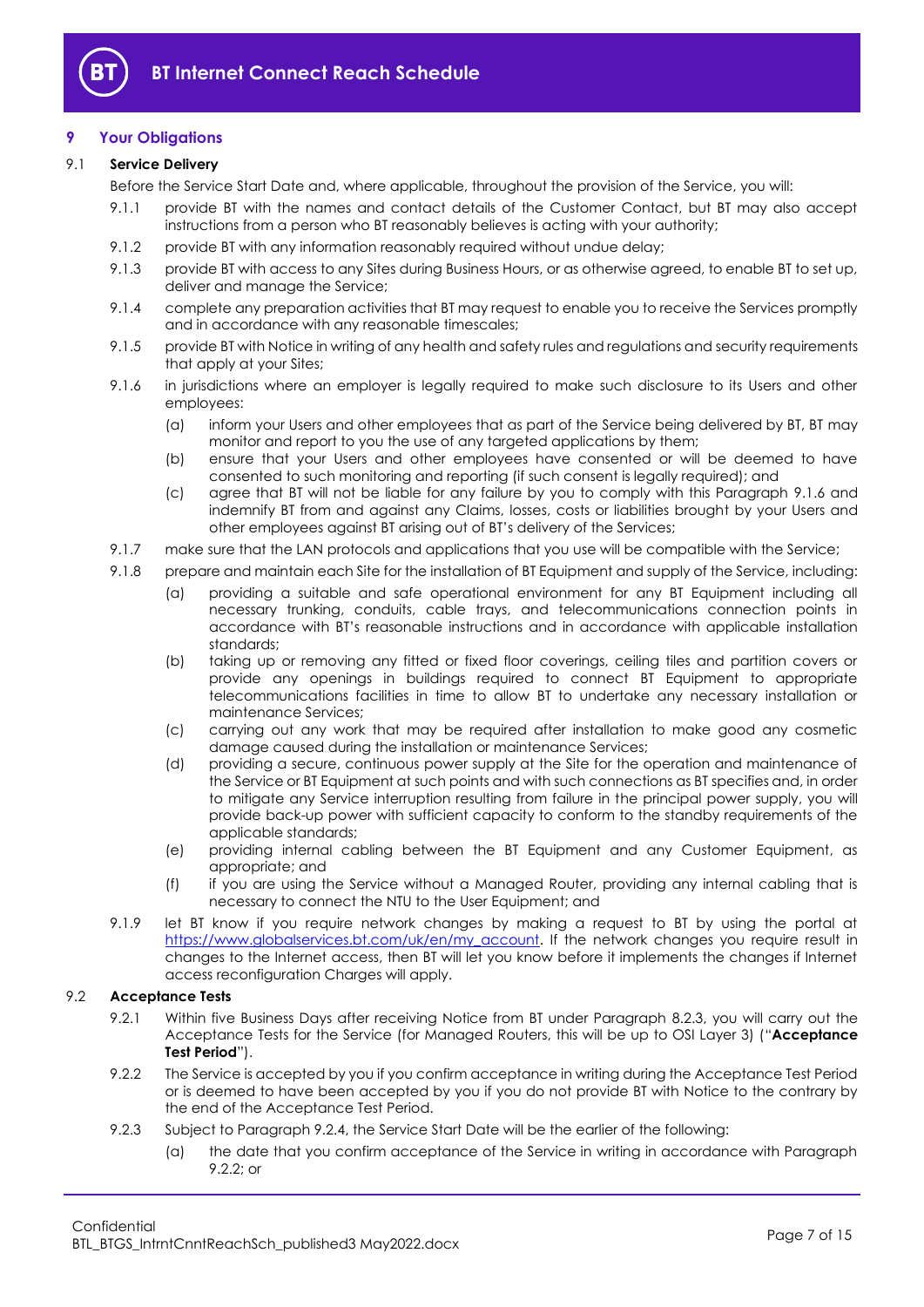## 9 Your Obligations

### 9.1 Service Delivery

Before the Service Start Date and, where applicable, throughout the provision of the Service, you will:

9.1.1 provide BT with the names and contact details of the Customer Contact, but BT may also accept instructions from a person who BT reasonably believes is acting with your authority;

9.1.2 provide BT with any information reasonably required without undue delay;

9.1.3 provide BT with access to any Sites during Business Hours, or as otherwise agreed, to enable BT to set up, deliver and manage the Service;

9.1.4 complete any preparation activities that BT may request to enable you to receive the Services promptly and in accordance with any reasonable timescales;

9.1.5 provide BT with Notice in writing of any health and safety rules and regulations and security requirements that apply at your Sites;

9.1.6 in jurisdictions where an employer is legally required to make such disclosure to its Users and other employees:

(a) inform your Users and other employees that as part of the Service being delivered by BT, BT may monitor and report to you the use of any targeted applications by them;

(b) ensure that your Users and other employees have consented or will be deemed to have consented to such monitoring and reporting (if such consent is legally required); and

(c) agree that BT will not be liable for any failure by you to comply with this Paragraph 9.1.6 and indemnify BT from and against any Claims, losses, costs or liabilities brought by your Users and other employees against BT arising out of BT's delivery of the Services;

9.1.7 make sure that the LAN protocols and applications that you use will be compatible with the Service;

9.1.8 prepare and maintain each Site for the installation of BT Equipment and supply of the Service, including:

(a) providing a suitable and safe operational environment for any BT Equipment including all necessary trunking, conduits, cable trays, and telecommunications connection points in accordance with BT's reasonable instructions and in accordance with applicable installation standards;

(b) taking up or removing any fitted or fixed floor coverings, ceiling tiles and partition covers or provide any openings in buildings required to connect BT Equipment to appropriate telecommunications facilities in time to allow BT to undertake any necessary installation or maintenance Services;

(c) carrying out any work that may be required after installation to make good any cosmetic damage caused during the installation or maintenance Services;

(d) providing a secure, continuous power supply at the Site for the operation and maintenance of the Service or BT Equipment at such points and with such connections as BT specifies and, in order to mitigate any Service interruption resulting from failure in the principal power supply, you will provide back-up power with sufficient capacity to conform to the standby requirements of the applicable standards;

(e) providing internal cabling between the BT Equipment and any Customer Equipment, as appropriate; and

(f) if you are using the Service without a Managed Router, providing any internal cabling that is necessary to connect the NTU to the User Equipment; and

9.1.9 let BT know if you require network changes by making a request to BT by using the portal at https://www.globalservices.bt.com/uk/en/my_account. If the network changes you require result in changes to the Internet access, then BT will let you know before it implements the changes if Internet access reconfiguration Charges will apply.

### 9.2 Acceptance Tests

9.2.1 Within five Business Days after receiving Notice from BT under Paragraph 8.2.3, you will carry out the Acceptance Tests for the Service (for Managed Routers, this will be up to OSI Layer 3) ("**Acceptance Test Period**").

9.2.2 The Service is accepted by you if you confirm acceptance in writing during the Acceptance Test Period or is deemed to have been accepted by you if you do not provide BT with Notice to the contrary by the end of the Acceptance Test Period.

9.2.3 Subject to Paragraph 9.2.4, the Service Start Date will be the earlier of the following:

(a) the date that you confirm acceptance of the Service in writing in accordance with Paragraph 9.2.2; or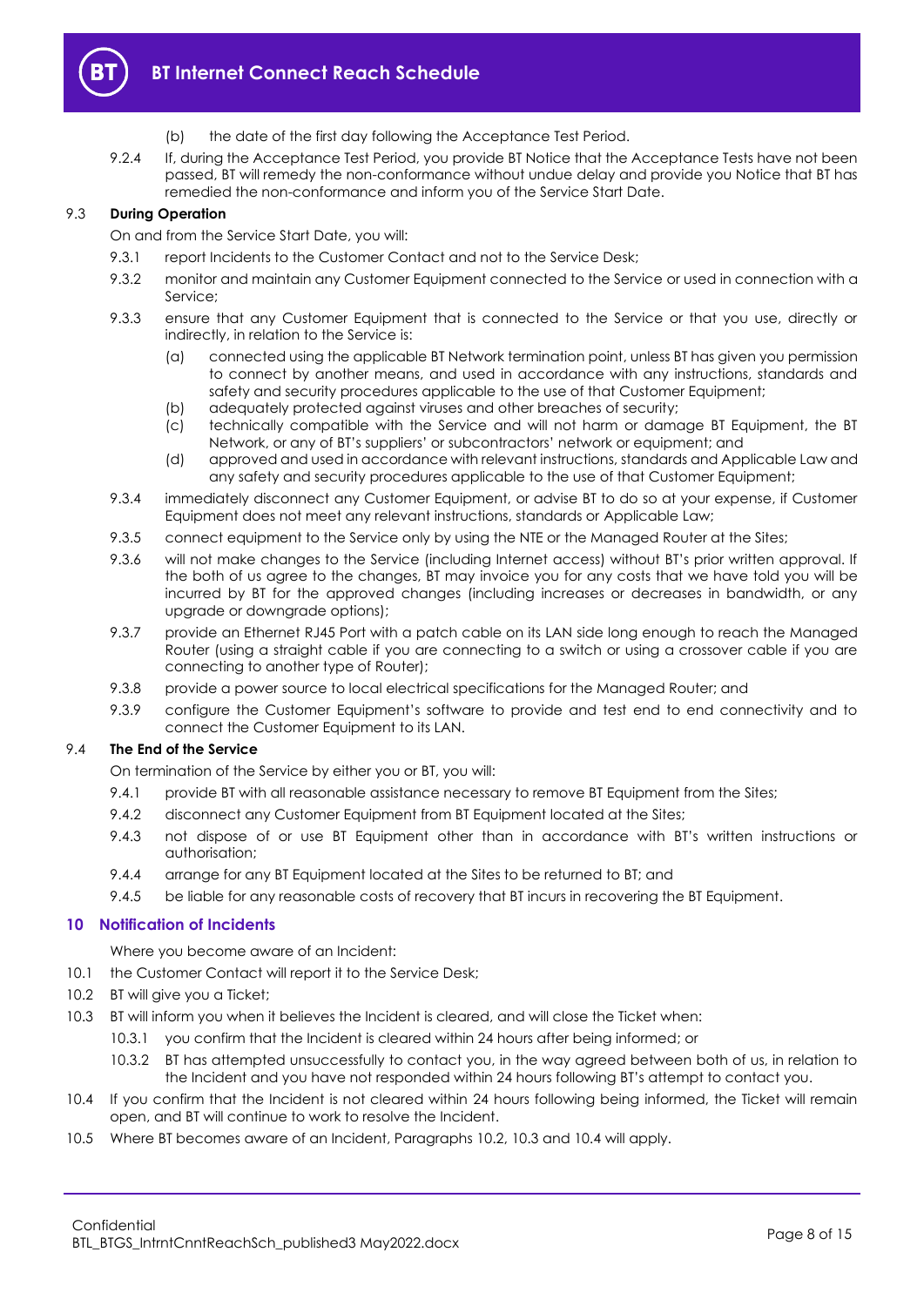(b) the date of the first day following the Acceptance Test Period.

9.2.4 If, during the Acceptance Test Period, you provide BT Notice that the Acceptance Tests have not been passed, BT will remedy the non-conformance without undue delay and provide you Notice that BT has remedied the non-conformance and inform you of the Service Start Date.

9.3 **During Operation**

On and from the Service Start Date, you will:

9.3.1 report Incidents to the Customer Contact and not to the Service Desk;

9.3.2 monitor and maintain any Customer Equipment connected to the Service or used in connection with a Service;

9.3.3 ensure that any Customer Equipment that is connected to the Service or that you use, directly or indirectly, in relation to the Service is:

(a) connected using the applicable BT Network termination point, unless BT has given you permission to connect by another means, and used in accordance with any instructions, standards and safety and security procedures applicable to the use of that Customer Equipment;

(b) adequately protected against viruses and other breaches of security;

(c) technically compatible with the Service and will not harm or damage BT Equipment, the BT Network, or any of BT's suppliers' or subcontractors' network or equipment; and

(d) approved and used in accordance with relevant instructions, standards and Applicable Law and any safety and security procedures applicable to the use of that Customer Equipment;

9.3.4 immediately disconnect any Customer Equipment, or advise BT to do so at your expense, if Customer Equipment does not meet any relevant instructions, standards or Applicable Law;

9.3.5 connect equipment to the Service only by using the NTE or the Managed Router at the Sites;

9.3.6 will not make changes to the Service (including Internet access) without BT's prior written approval. If the both of us agree to the changes, BT may invoice you for any costs that we have told you will be incurred by BT for the approved changes (including increases or decreases in bandwidth, or any upgrade or downgrade options);

9.3.7 provide an Ethernet RJ45 Port with a patch cable on its LAN side long enough to reach the Managed Router (using a straight cable if you are connecting to a switch or using a crossover cable if you are connecting to another type of Router);

9.3.8 provide a power source to local electrical specifications for the Managed Router; and

9.3.9 configure the Customer Equipment's software to provide and test end to end connectivity and to connect the Customer Equipment to its LAN.

9.4 **The End of the Service**

On termination of the Service by either you or BT, you will:

9.4.1 provide BT with all reasonable assistance necessary to remove BT Equipment from the Sites;

9.4.2 disconnect any Customer Equipment from BT Equipment located at the Sites;

9.4.3 not dispose of or use BT Equipment other than in accordance with BT's written instructions or authorisation;

9.4.4 arrange for any BT Equipment located at the Sites to be returned to BT; and

9.4.5 be liable for any reasonable costs of recovery that BT incurs in recovering the BT Equipment.

## 10 Notification of Incidents

Where you become aware of an Incident:

10.1 the Customer Contact will report it to the Service Desk;

10.2 BT will give you a Ticket;

10.3 BT will inform you when it believes the Incident is cleared, and will close the Ticket when:

10.3.1 you confirm that the Incident is cleared within 24 hours after being informed; or

10.3.2 BT has attempted unsuccessfully to contact you, in the way agreed between both of us, in relation to the Incident and you have not responded within 24 hours following BT's attempt to contact you.

10.4 If you confirm that the Incident is not cleared within 24 hours following being informed, the Ticket will remain open, and BT will continue to work to resolve the Incident.

10.5 Where BT becomes aware of an Incident, Paragraphs 10.2, 10.3 and 10.4 will apply.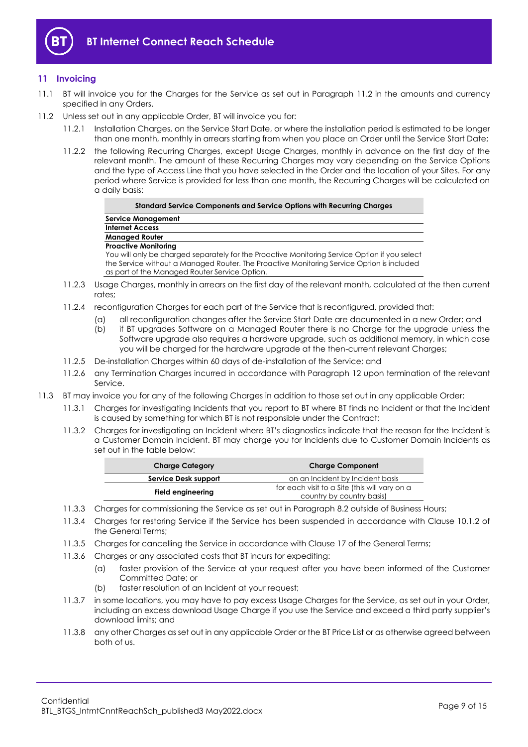## 11 Invoicing

11.1 BT will invoice you for the Charges for the Service as set out in Paragraph 11.2 in the amounts and currency specified in any Orders.

11.2 Unless set out in any applicable Order, BT will invoice you for:

11.2.1 Installation Charges, on the Service Start Date, or where the installation period is estimated to be longer than one month, monthly in arrears starting from when you place an Order until the Service Start Date;

11.2.2 the following Recurring Charges, except Usage Charges, monthly in advance on the first day of the relevant month. The amount of these Recurring Charges may vary depending on the Service Options and the type of Access Line that you have selected in the Order and the location of your Sites. For any period where Service is provided for less than one month, the Recurring Charges will be calculated on a daily basis:

| Standard Service Components and Service Options with Recurring Charges |
|---|
| **Service Management** |
| **Internet Access** |
| **Managed Router** |
| **Proactive Monitoring**<br>You will only be charged separately for the Proactive Monitoring Service Option if you select the Service without a Managed Router. The Proactive Monitoring Service Option is included as part of the Managed Router Service Option. |

11.2.3 Usage Charges, monthly in arrears on the first day of the relevant month, calculated at the then current rates;

11.2.4 reconfiguration Charges for each part of the Service that is reconfigured, provided that:

(a) all reconfiguration changes after the Service Start Date are documented in a new Order; and

(b) if BT upgrades Software on a Managed Router there is no Charge for the upgrade unless the Software upgrade also requires a hardware upgrade, such as additional memory, in which case you will be charged for the hardware upgrade at the then-current relevant Charges;

11.2.5 De-installation Charges within 60 days of de-installation of the Service; and

11.2.6 any Termination Charges incurred in accordance with Paragraph 12 upon termination of the relevant Service.

11.3 BT may invoice you for any of the following Charges in addition to those set out in any applicable Order:

11.3.1 Charges for investigating Incidents that you report to BT where BT finds no Incident or that the Incident is caused by something for which BT is not responsible under the Contract;

11.3.2 Charges for investigating an Incident where BT's diagnostics indicate that the reason for the Incident is a Customer Domain Incident. BT may charge you for Incidents due to Customer Domain Incidents as set out in the table below:

| Charge Category | Charge Component |
|---|---|
| **Service Desk support** | on an Incident by Incident basis |
| **Field engineering** | for each visit to a Site (this will vary on a country by country basis) |

11.3.3 Charges for commissioning the Service as set out in Paragraph 8.2 outside of Business Hours;

11.3.4 Charges for restoring Service if the Service has been suspended in accordance with Clause 10.1.2 of the General Terms;

11.3.5 Charges for cancelling the Service in accordance with Clause 17 of the General Terms;

11.3.6 Charges or any associated costs that BT incurs for expediting:

(a) faster provision of the Service at your request after you have been informed of the Customer Committed Date; or

(b) faster resolution of an Incident at your request;

11.3.7 in some locations, you may have to pay excess Usage Charges for the Service, as set out in your Order, including an excess download Usage Charge if you use the Service and exceed a third party supplier's download limits; and

11.3.8 any other Charges as set out in any applicable Order or the BT Price List or as otherwise agreed between both of us.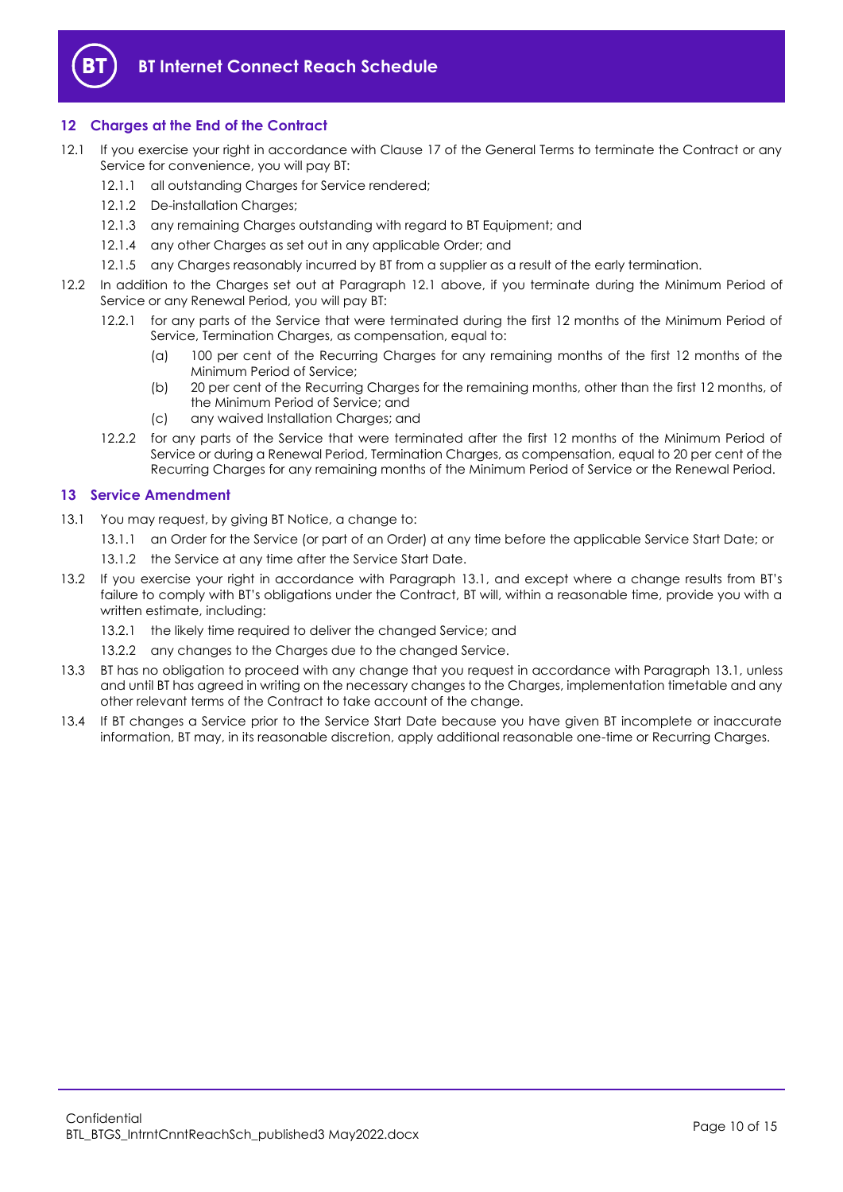## 12 Charges at the End of the Contract

12.1 If you exercise your right in accordance with Clause 17 of the General Terms to terminate the Contract or any Service for convenience, you will pay BT:

12.1.1 all outstanding Charges for Service rendered;

12.1.2 De-installation Charges;

12.1.3 any remaining Charges outstanding with regard to BT Equipment; and

12.1.4 any other Charges as set out in any applicable Order; and

12.1.5 any Charges reasonably incurred by BT from a supplier as a result of the early termination.

12.2 In addition to the Charges set out at Paragraph 12.1 above, if you terminate during the Minimum Period of Service or any Renewal Period, you will pay BT:

12.2.1 for any parts of the Service that were terminated during the first 12 months of the Minimum Period of Service, Termination Charges, as compensation, equal to:

(a) 100 per cent of the Recurring Charges for any remaining months of the first 12 months of the Minimum Period of Service;

(b) 20 per cent of the Recurring Charges for the remaining months, other than the first 12 months, of the Minimum Period of Service; and

(c) any waived Installation Charges; and

12.2.2 for any parts of the Service that were terminated after the first 12 months of the Minimum Period of Service or during a Renewal Period, Termination Charges, as compensation, equal to 20 per cent of the Recurring Charges for any remaining months of the Minimum Period of Service or the Renewal Period.

## 13 Service Amendment

13.1 You may request, by giving BT Notice, a change to:

13.1.1 an Order for the Service (or part of an Order) at any time before the applicable Service Start Date; or

13.1.2 the Service at any time after the Service Start Date.

13.2 If you exercise your right in accordance with Paragraph 13.1, and except where a change results from BT's failure to comply with BT's obligations under the Contract, BT will, within a reasonable time, provide you with a written estimate, including:

13.2.1 the likely time required to deliver the changed Service; and

13.2.2 any changes to the Charges due to the changed Service.

13.3 BT has no obligation to proceed with any change that you request in accordance with Paragraph 13.1, unless and until BT has agreed in writing on the necessary changes to the Charges, implementation timetable and any other relevant terms of the Contract to take account of the change.

13.4 If BT changes a Service prior to the Service Start Date because you have given BT incomplete or inaccurate information, BT may, in its reasonable discretion, apply additional reasonable one-time or Recurring Charges.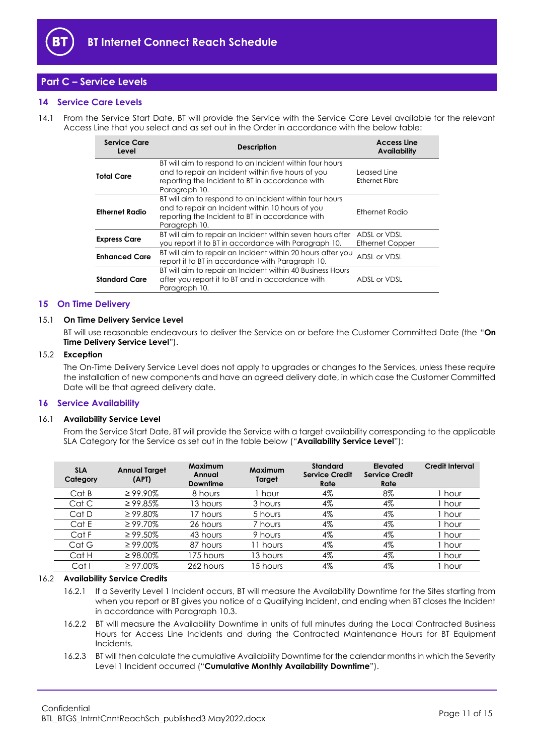## Part C – Service Levels

### 14 Service Care Levels

14.1 From the Service Start Date, BT will provide the Service with the Service Care Level available for the relevant Access Line that you select and as set out in the Order in accordance with the below table:

| Service Care Level | Description | Access Line Availability |
|---|---|---|
| **Total Care** | BT will aim to respond to an Incident within four hours and to repair an Incident within five hours of you reporting the Incident to BT in accordance with Paragraph 10. | Leased Line Ethernet Fibre |
| **Ethernet Radio** | BT will aim to respond to an Incident within four hours and to repair an Incident within 10 hours of you reporting the Incident to BT in accordance with Paragraph 10. | Ethernet Radio |
| **Express Care** | BT will aim to repair an Incident within seven hours after you report it to BT in accordance with Paragraph 10. | ADSL or VDSL Ethernet Copper |
| **Enhanced Care** | BT will aim to repair an Incident within 20 hours after you report it to BT in accordance with Paragraph 10. | ADSL or VDSL |
| **Standard Care** | BT will aim to repair an Incident within 40 Business Hours after you report it to BT and in accordance with Paragraph 10. | ADSL or VDSL |

### 15 On Time Delivery

15.1 **On Time Delivery Service Level**

BT will use reasonable endeavours to deliver the Service on or before the Customer Committed Date (the "**On Time Delivery Service Level**").

15.2 **Exception**

The On-Time Delivery Service Level does not apply to upgrades or changes to the Services, unless these require the installation of new components and have an agreed delivery date, in which case the Customer Committed Date will be that agreed delivery date.

### 16 Service Availability

16.1 **Availability Service Level**

From the Service Start Date, BT will provide the Service with a target availability corresponding to the applicable SLA Category for the Service as set out in the table below ("**Availability Service Level**"):

| SLA Category | Annual Target (APT) | Maximum Annual Downtime | Maximum Target | Standard Service Credit Rate | Elevated Service Credit Rate | Credit Interval |
|---|---|---|---|---|---|---|
| Cat B | ≥ 99.90% | 8 hours | 1 hour | 4% | 8% | 1 hour |
| Cat C | ≥ 99.85% | 13 hours | 3 hours | 4% | 4% | 1 hour |
| Cat D | ≥ 99.80% | 17 hours | 5 hours | 4% | 4% | 1 hour |
| Cat E | ≥ 99.70% | 26 hours | 7 hours | 4% | 4% | 1 hour |
| Cat F | ≥ 99.50% | 43 hours | 9 hours | 4% | 4% | 1 hour |
| Cat G | ≥ 99.00% | 87 hours | 11 hours | 4% | 4% | 1 hour |
| Cat H | ≥ 98.00% | 175 hours | 13 hours | 4% | 4% | 1 hour |
| Cat I | ≥ 97.00% | 262 hours | 15 hours | 4% | 4% | 1 hour |

16.2 **Availability Service Credits**

16.2.1 If a Severity Level 1 Incident occurs, BT will measure the Availability Downtime for the Sites starting from when you report or BT gives you notice of a Qualifying Incident, and ending when BT closes the Incident in accordance with Paragraph 10.3.

16.2.2 BT will measure the Availability Downtime in units of full minutes during the Local Contracted Business Hours for Access Line Incidents and during the Contracted Maintenance Hours for BT Equipment Incidents.

16.2.3 BT will then calculate the cumulative Availability Downtime for the calendar months in which the Severity Level 1 Incident occurred ("**Cumulative Monthly Availability Downtime**").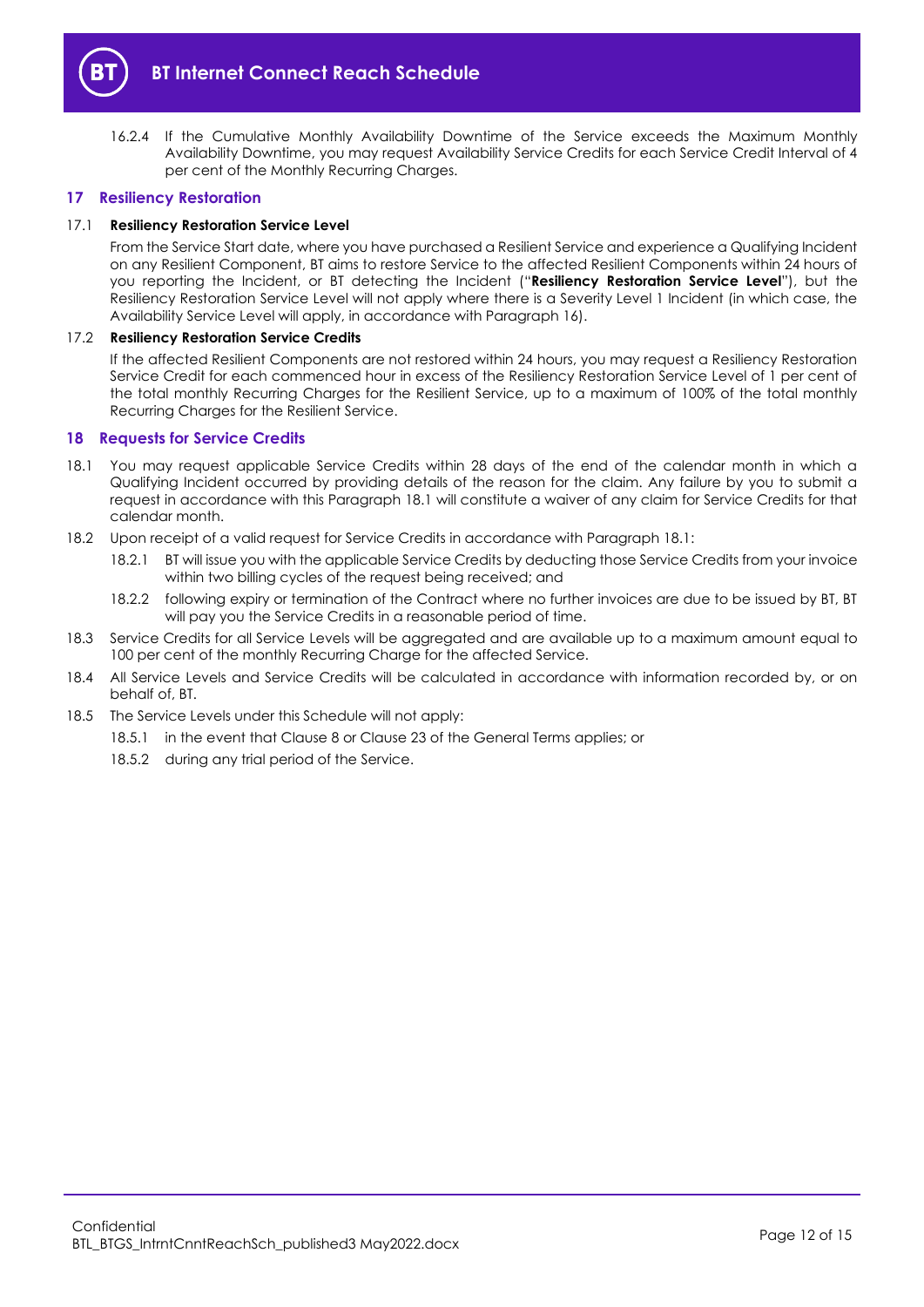16.2.4 If the Cumulative Monthly Availability Downtime of the Service exceeds the Maximum Monthly Availability Downtime, you may request Availability Service Credits for each Service Credit Interval of 4 per cent of the Monthly Recurring Charges.

## 17 Resiliency Restoration

### 17.1 Resiliency Restoration Service Level

From the Service Start date, where you have purchased a Resilient Service and experience a Qualifying Incident on any Resilient Component, BT aims to restore Service to the affected Resilient Components within 24 hours of you reporting the Incident, or BT detecting the Incident ("**Resiliency Restoration Service Level**"), but the Resiliency Restoration Service Level will not apply where there is a Severity Level 1 Incident (in which case, the Availability Service Level will apply, in accordance with Paragraph 16).

### 17.2 Resiliency Restoration Service Credits

If the affected Resilient Components are not restored within 24 hours, you may request a Resiliency Restoration Service Credit for each commenced hour in excess of the Resiliency Restoration Service Level of 1 per cent of the total monthly Recurring Charges for the Resilient Service, up to a maximum of 100% of the total monthly Recurring Charges for the Resilient Service.

## 18 Requests for Service Credits

18.1 You may request applicable Service Credits within 28 days of the end of the calendar month in which a Qualifying Incident occurred by providing details of the reason for the claim. Any failure by you to submit a request in accordance with this Paragraph 18.1 will constitute a waiver of any claim for Service Credits for that calendar month.

18.2 Upon receipt of a valid request for Service Credits in accordance with Paragraph 18.1:

18.2.1 BT will issue you with the applicable Service Credits by deducting those Service Credits from your invoice within two billing cycles of the request being received; and

18.2.2 following expiry or termination of the Contract where no further invoices are due to be issued by BT, BT will pay you the Service Credits in a reasonable period of time.

18.3 Service Credits for all Service Levels will be aggregated and are available up to a maximum amount equal to 100 per cent of the monthly Recurring Charge for the affected Service.

18.4 All Service Levels and Service Credits will be calculated in accordance with information recorded by, or on behalf of, BT.

18.5 The Service Levels under this Schedule will not apply:

18.5.1 in the event that Clause 8 or Clause 23 of the General Terms applies; or

18.5.2 during any trial period of the Service.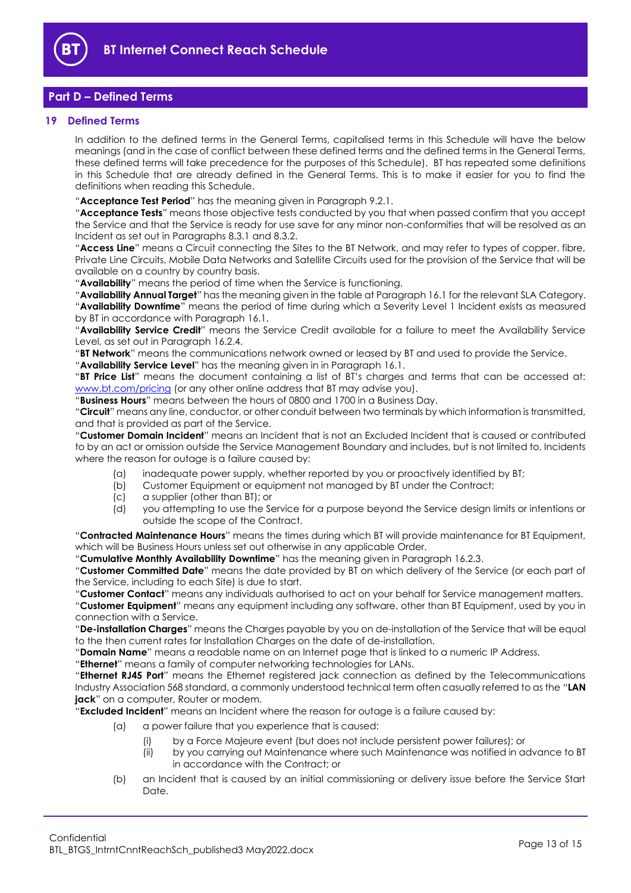## Part D – Defined Terms

### 19 Defined Terms

In addition to the defined terms in the General Terms, capitalised terms in this Schedule will have the below meanings (and in the case of conflict between these defined terms and the defined terms in the General Terms, these defined terms will take precedence for the purposes of this Schedule). BT has repeated some definitions in this Schedule that are already defined in the General Terms. This is to make it easier for you to find the definitions when reading this Schedule.

"**Acceptance Test Period**" has the meaning given in Paragraph 9.2.1.

"**Acceptance Tests**" means those objective tests conducted by you that when passed confirm that you accept the Service and that the Service is ready for use save for any minor non-conformities that will be resolved as an Incident as set out in Paragraphs 8.3.1 and 8.3.2.

"**Access Line**" means a Circuit connecting the Sites to the BT Network, and may refer to types of copper, fibre, Private Line Circuits, Mobile Data Networks and Satellite Circuits used for the provision of the Service that will be available on a country by country basis.

"**Availability**" means the period of time when the Service is functioning.

"**Availability Annual Target**" has the meaning given in the table at Paragraph 16.1 for the relevant SLA Category.

"**Availability Downtime**" means the period of time during which a Severity Level 1 Incident exists as measured by BT in accordance with Paragraph 16.1.

"**Availability Service Credit**" means the Service Credit available for a failure to meet the Availability Service Level, as set out in Paragraph 16.2.4.

"**BT Network**" means the communications network owned or leased by BT and used to provide the Service.

"**Availability Service Level**" has the meaning given in in Paragraph 16.1.

"**BT Price List**" means the document containing a list of BT's charges and terms that can be accessed at: www.bt.com/pricing (or any other online address that BT may advise you).

"**Business Hours**" means between the hours of 0800 and 1700 in a Business Day.

"**Circuit**" means any line, conductor, or other conduit between two terminals by which information is transmitted, and that is provided as part of the Service.

"**Customer Domain Incident**" means an Incident that is not an Excluded Incident that is caused or contributed to by an act or omission outside the Service Management Boundary and includes, but is not limited to, Incidents where the reason for outage is a failure caused by:

(a) inadequate power supply, whether reported by you or proactively identified by BT;
(b) Customer Equipment or equipment not managed by BT under the Contract;
(c) a supplier (other than BT); or
(d) you attempting to use the Service for a purpose beyond the Service design limits or intentions or outside the scope of the Contract.

"**Contracted Maintenance Hours**" means the times during which BT will provide maintenance for BT Equipment, which will be Business Hours unless set out otherwise in any applicable Order.

"**Cumulative Monthly Availability Downtime**" has the meaning given in Paragraph 16.2.3.

"**Customer Committed Date**" means the date provided by BT on which delivery of the Service (or each part of the Service, including to each Site) is due to start.

"**Customer Contact**" means any individuals authorised to act on your behalf for Service management matters.

"**Customer Equipment**" means any equipment including any software, other than BT Equipment, used by you in connection with a Service.

"**De-installation Charges**" means the Charges payable by you on de-installation of the Service that will be equal to the then current rates for Installation Charges on the date of de-installation.

"**Domain Name**" means a readable name on an Internet page that is linked to a numeric IP Address.

"**Ethernet**" means a family of computer networking technologies for LANs.

"**Ethernet RJ45 Port**" means the Ethernet registered jack connection as defined by the Telecommunications Industry Association 568 standard, a commonly understood technical term often casually referred to as the "**LAN jack**" on a computer, Router or modem.

"**Excluded Incident**" means an Incident where the reason for outage is a failure caused by:

(a) a power failure that you experience that is caused:
    (i) by a Force Majeure event (but does not include persistent power failures); or
    (ii) by you carrying out Maintenance where such Maintenance was notified in advance to BT in accordance with the Contract; or
(b) an Incident that is caused by an initial commissioning or delivery issue before the Service Start Date.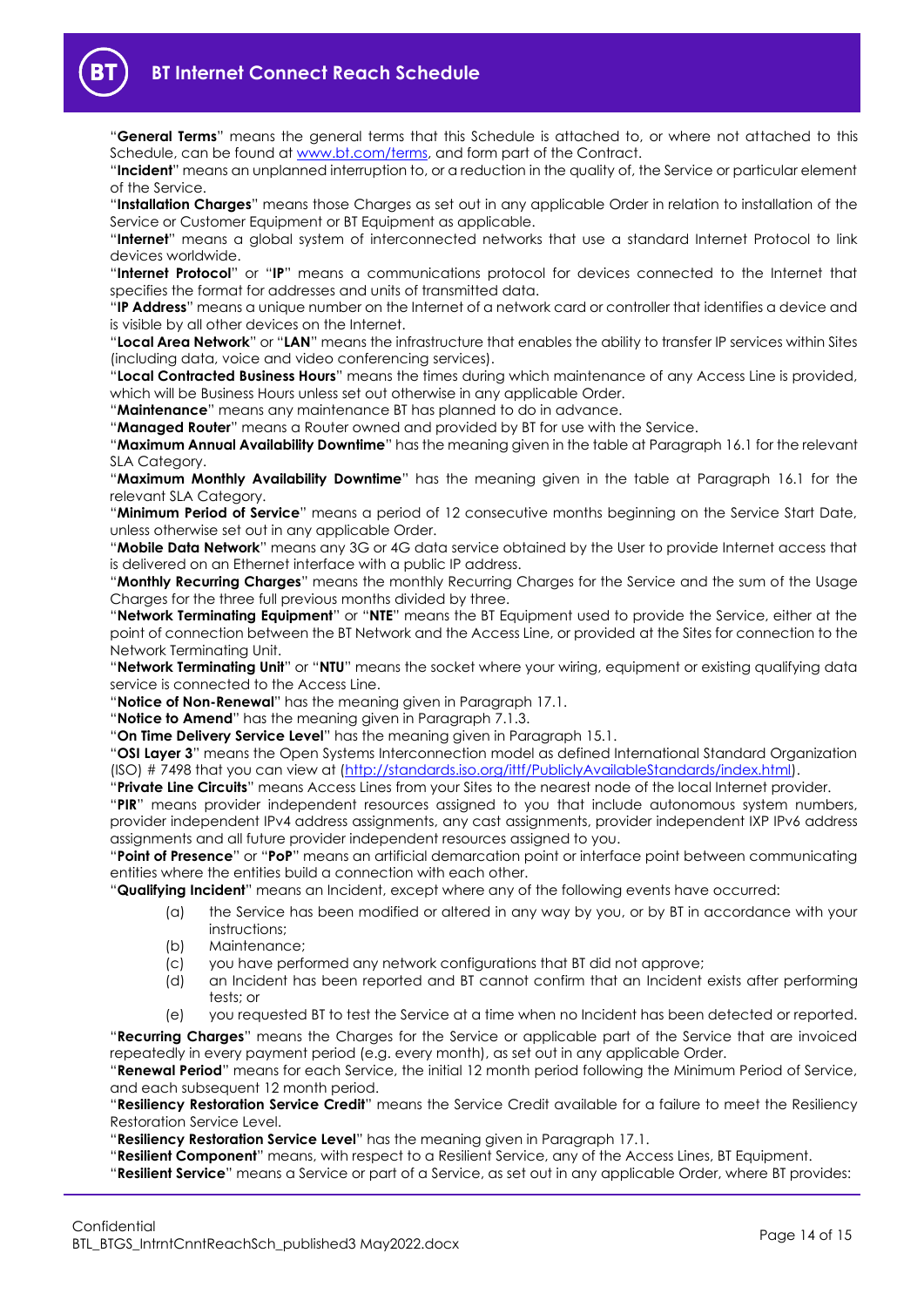"**General Terms**" means the general terms that this Schedule is attached to, or where not attached to this Schedule, can be found at www.bt.com/terms, and form part of the Contract.

"**Incident**" means an unplanned interruption to, or a reduction in the quality of, the Service or particular element of the Service.

"**Installation Charges**" means those Charges as set out in any applicable Order in relation to installation of the Service or Customer Equipment or BT Equipment as applicable.

"**Internet**" means a global system of interconnected networks that use a standard Internet Protocol to link devices worldwide.

"**Internet Protocol**" or "**IP**" means a communications protocol for devices connected to the Internet that specifies the format for addresses and units of transmitted data.

"**IP Address**" means a unique number on the Internet of a network card or controller that identifies a device and is visible by all other devices on the Internet.

"**Local Area Network**" or "**LAN**" means the infrastructure that enables the ability to transfer IP services within Sites (including data, voice and video conferencing services).

"**Local Contracted Business Hours**" means the times during which maintenance of any Access Line is provided, which will be Business Hours unless set out otherwise in any applicable Order.

"**Maintenance**" means any maintenance BT has planned to do in advance.

"**Managed Router**" means a Router owned and provided by BT for use with the Service.

"**Maximum Annual Availability Downtime**" has the meaning given in the table at Paragraph 16.1 for the relevant SLA Category.

"**Maximum Monthly Availability Downtime**" has the meaning given in the table at Paragraph 16.1 for the relevant SLA Category.

"**Minimum Period of Service**" means a period of 12 consecutive months beginning on the Service Start Date, unless otherwise set out in any applicable Order.

"**Mobile Data Network**" means any 3G or 4G data service obtained by the User to provide Internet access that is delivered on an Ethernet interface with a public IP address.

"**Monthly Recurring Charges**" means the monthly Recurring Charges for the Service and the sum of the Usage Charges for the three full previous months divided by three.

"**Network Terminating Equipment**" or "**NTE**" means the BT Equipment used to provide the Service, either at the point of connection between the BT Network and the Access Line, or provided at the Sites for connection to the Network Terminating Unit.

"**Network Terminating Unit**" or "**NTU**" means the socket where your wiring, equipment or existing qualifying data service is connected to the Access Line.

"**Notice of Non-Renewal**" has the meaning given in Paragraph 17.1.

"**Notice to Amend**" has the meaning given in Paragraph 7.1.3.

"**On Time Delivery Service Level**" has the meaning given in Paragraph 15.1.

"**OSI Layer 3**" means the Open Systems Interconnection model as defined International Standard Organization (ISO) # 7498 that you can view at (http://standards.iso.org/ittf/PubliclyAvailableStandards/index.html).

"**Private Line Circuits**" means Access Lines from your Sites to the nearest node of the local Internet provider.

"**PIR**" means provider independent resources assigned to you that include autonomous system numbers, provider independent IPv4 address assignments, any cast assignments, provider independent IXP IPv6 address assignments and all future provider independent resources assigned to you.

"**Point of Presence**" or "**PoP**" means an artificial demarcation point or interface point between communicating entities where the entities build a connection with each other.

"**Qualifying Incident**" means an Incident, except where any of the following events have occurred:

(a) the Service has been modified or altered in any way by you, or by BT in accordance with your instructions;

(b) Maintenance;

(c) you have performed any network configurations that BT did not approve;

(d) an Incident has been reported and BT cannot confirm that an Incident exists after performing tests; or

(e) you requested BT to test the Service at a time when no Incident has been detected or reported.

"**Recurring Charges**" means the Charges for the Service or applicable part of the Service that are invoiced repeatedly in every payment period (e.g. every month), as set out in any applicable Order.

"**Renewal Period**" means for each Service, the initial 12 month period following the Minimum Period of Service, and each subsequent 12 month period.

"**Resiliency Restoration Service Credit**" means the Service Credit available for a failure to meet the Resiliency Restoration Service Level.

"**Resiliency Restoration Service Level**" has the meaning given in Paragraph 17.1.

"**Resilient Component**" means, with respect to a Resilient Service, any of the Access Lines, BT Equipment.

"**Resilient Service**" means a Service or part of a Service, as set out in any applicable Order, where BT provides: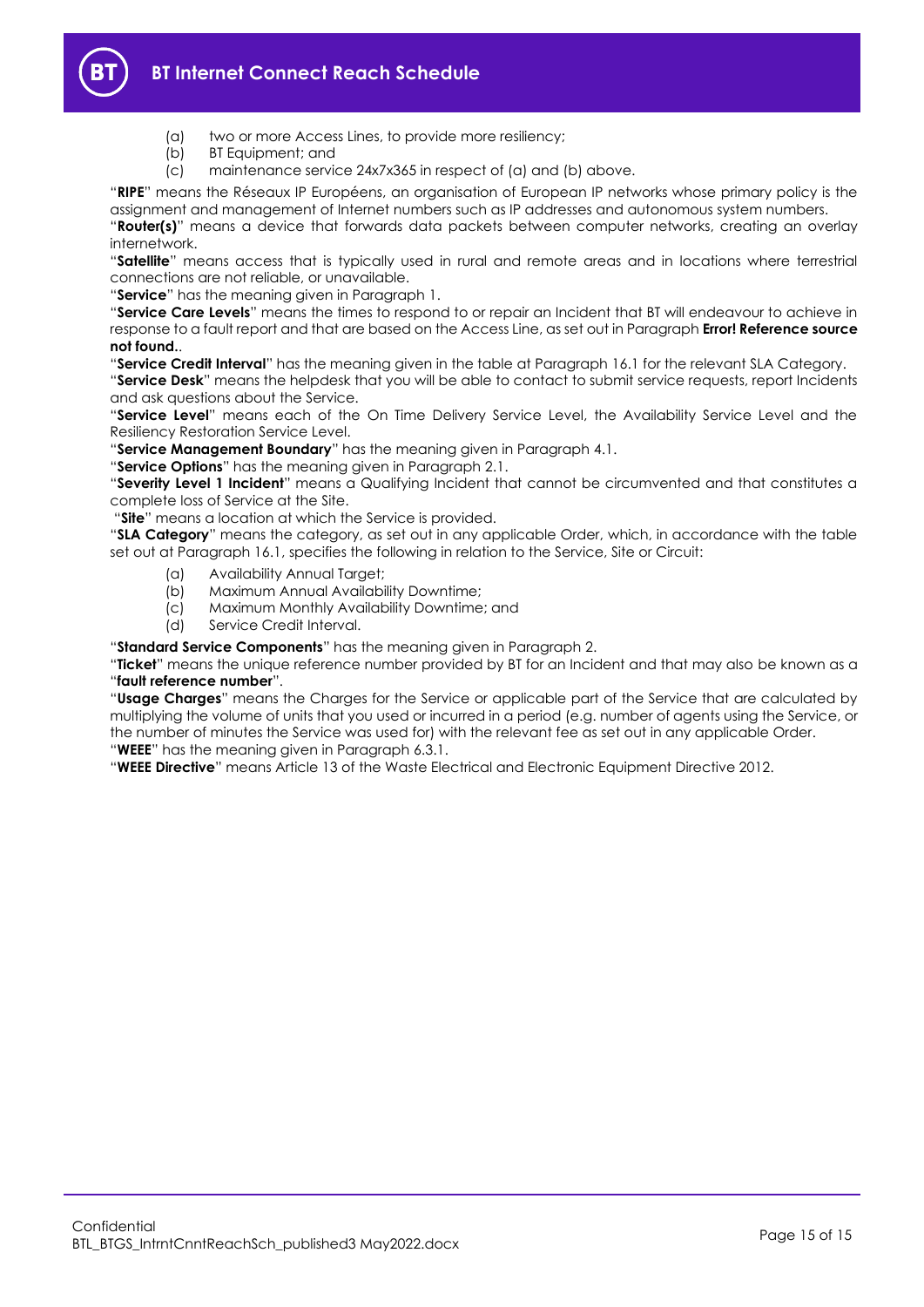(a) two or more Access Lines, to provide more resiliency;
(b) BT Equipment; and
(c) maintenance service 24x7x365 in respect of (a) and (b) above.

"**RIPE**" means the Réseaux IP Européens, an organisation of European IP networks whose primary policy is the assignment and management of Internet numbers such as IP addresses and autonomous system numbers.

"**Router(s)**" means a device that forwards data packets between computer networks, creating an overlay internetwork.

"**Satellite**" means access that is typically used in rural and remote areas and in locations where terrestrial connections are not reliable, or unavailable.

"**Service**" has the meaning given in Paragraph 1.

"**Service Care Levels**" means the times to respond to or repair an Incident that BT will endeavour to achieve in response to a fault report and that are based on the Access Line, as set out in Paragraph **Error! Reference source not found.**.

"**Service Credit Interval**" has the meaning given in the table at Paragraph 16.1 for the relevant SLA Category.

"**Service Desk**" means the helpdesk that you will be able to contact to submit service requests, report Incidents and ask questions about the Service.

"**Service Level**" means each of the On Time Delivery Service Level, the Availability Service Level and the Resiliency Restoration Service Level.

"**Service Management Boundary**" has the meaning given in Paragraph 4.1.

"**Service Options**" has the meaning given in Paragraph 2.1.

"**Severity Level 1 Incident**" means a Qualifying Incident that cannot be circumvented and that constitutes a complete loss of Service at the Site.

"**Site**" means a location at which the Service is provided.

"**SLA Category**" means the category, as set out in any applicable Order, which, in accordance with the table set out at Paragraph 16.1, specifies the following in relation to the Service, Site or Circuit:

(a) Availability Annual Target;
(b) Maximum Annual Availability Downtime;
(c) Maximum Monthly Availability Downtime; and
(d) Service Credit Interval.

"**Standard Service Components**" has the meaning given in Paragraph 2.

"**Ticket**" means the unique reference number provided by BT for an Incident and that may also be known as a "**fault reference number**".

"**Usage Charges**" means the Charges for the Service or applicable part of the Service that are calculated by multiplying the volume of units that you used or incurred in a period (e.g. number of agents using the Service, or the number of minutes the Service was used for) with the relevant fee as set out in any applicable Order.

"**WEEE**" has the meaning given in Paragraph 6.3.1.

"**WEEE Directive**" means Article 13 of the Waste Electrical and Electronic Equipment Directive 2012.